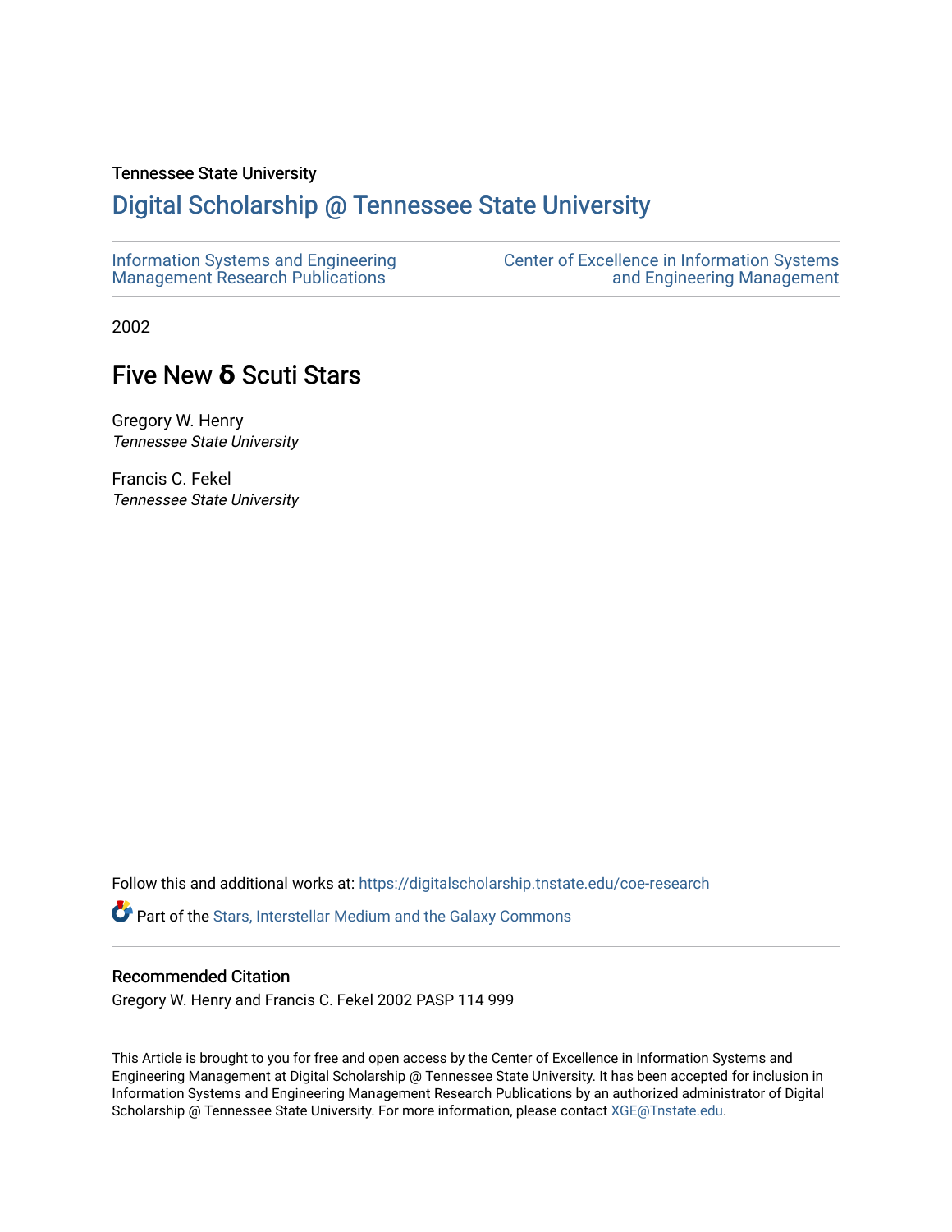Tennessee State University

# Digital Scholarship @ Tennessee State University

Information Systems and Engineering Management Research Publications

Center of Excellence in Information Systems and Engineering Management

2002

## Five New δ Scuti Stars

Gregory W. Henry
*Tennessee State University*

Francis C. Fekel
*Tennessee State University*

Follow this and additional works at: https://digitalscholarship.tnstate.edu/coe-research

Part of the Stars, Interstellar Medium and the Galaxy Commons

### Recommended Citation

Gregory W. Henry and Francis C. Fekel 2002 PASP 114 999

This Article is brought to you for free and open access by the Center of Excellence in Information Systems and Engineering Management at Digital Scholarship @ Tennessee State University. It has been accepted for inclusion in Information Systems and Engineering Management Research Publications by an authorized administrator of Digital Scholarship @ Tennessee State University. For more information, please contact XGE@Tnstate.edu.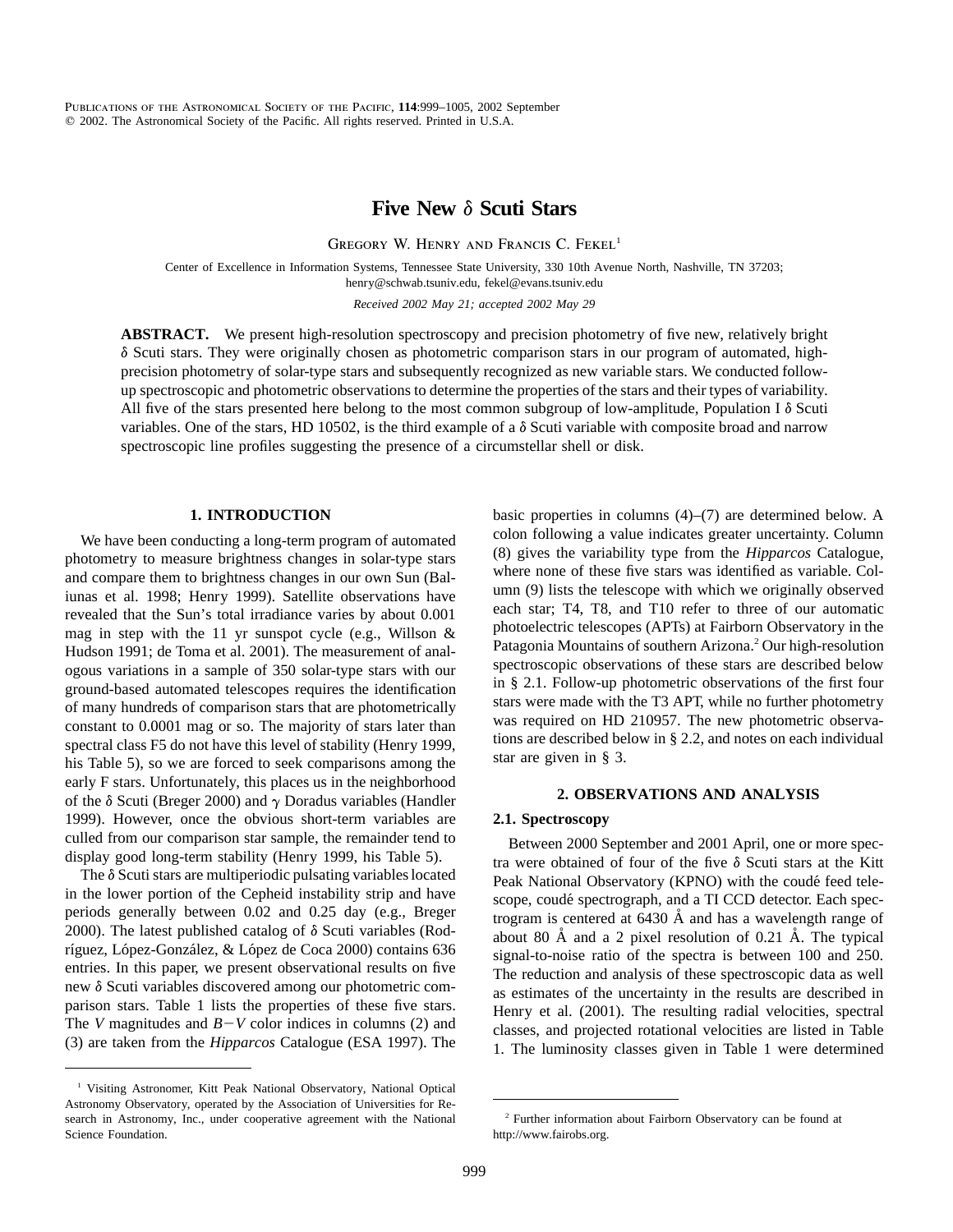# Five New δ Scuti Stars

Gregory W. Henry and Francis C. Fekel[1]

Center of Excellence in Information Systems, Tennessee State University, 330 10th Avenue North, Nashville, TN 37203; henry@schwab.tsuniv.edu, fekel@evans.tsuniv.edu

*Received 2002 May 21; accepted 2002 May 29*

**ABSTRACT.** We present high-resolution spectroscopy and precision photometry of five new, relatively bright δ Scuti stars. They were originally chosen as photometric comparison stars in our program of automated, high-precision photometry of solar-type stars and subsequently recognized as new variable stars. We conducted follow-up spectroscopic and photometric observations to determine the properties of the stars and their types of variability. All five of the stars presented here belong to the most common subgroup of low-amplitude, Population I δ Scuti variables. One of the stars, HD 10502, is the third example of a δ Scuti variable with composite broad and narrow spectroscopic line profiles suggesting the presence of a circumstellar shell or disk.

## 1. INTRODUCTION

We have been conducting a long-term program of automated photometry to measure brightness changes in solar-type stars and compare them to brightness changes in our own Sun (Baliunas et al. 1998; Henry 1999). Satellite observations have revealed that the Sun's total irradiance varies by about 0.001 mag in step with the 11 yr sunspot cycle (e.g., Willson & Hudson 1991; de Toma et al. 2001). The measurement of analogous variations in a sample of 350 solar-type stars with our ground-based automated telescopes requires the identification of many hundreds of comparison stars that are photometrically constant to 0.0001 mag or so. The majority of stars later than spectral class F5 do not have this level of stability (Henry 1999, his Table 5), so we are forced to seek comparisons among the early F stars. Unfortunately, this places us in the neighborhood of the δ Scuti (Breger 2000) and γ Doradus variables (Handler 1999). However, once the obvious short-term variables are culled from our comparison star sample, the remainder tend to display good long-term stability (Henry 1999, his Table 5).

The δ Scuti stars are multiperiodic pulsating variables located in the lower portion of the Cepheid instability strip and have periods generally between 0.02 and 0.25 day (e.g., Breger 2000). The latest published catalog of δ Scuti variables (Rodríguez, López-González, & López de Coca 2000) contains 636 entries. In this paper, we present observational results on five new δ Scuti variables discovered among our photometric comparison stars. Table 1 lists the properties of these five stars. The $V$ magnitudes and $B-V$ color indices in columns (2) and (3) are taken from the *Hipparcos* Catalogue (ESA 1997). The basic properties in columns (4)–(7) are determined below. A colon following a value indicates greater uncertainty. Column (8) gives the variability type from the *Hipparcos* Catalogue, where none of these five stars was identified as variable. Column (9) lists the telescope with which we originally observed each star; T4, T8, and T10 refer to three of our automatic photoelectric telescopes (APTs) at Fairborn Observatory in the Patagonia Mountains of southern Arizona.[2] Our high-resolution spectroscopic observations of these stars are described below in § 2.1. Follow-up photometric observations of the first four stars were made with the T3 APT, while no further photometry was required on HD 210957. The new photometric observations are described below in § 2.2, and notes on each individual star are given in § 3.

## 2. OBSERVATIONS AND ANALYSIS

### 2.1. Spectroscopy

Between 2000 September and 2001 April, one or more spectra were obtained of four of the five δ Scuti stars at the Kitt Peak National Observatory (KPNO) with the coudé feed telescope, coudé spectrograph, and a TI CCD detector. Each spectrogram is centered at 6430 Å and has a wavelength range of about 80 Å and a 2 pixel resolution of 0.21 Å. The typical signal-to-noise ratio of the spectra is between 100 and 250. The reduction and analysis of these spectroscopic data as well as estimates of the uncertainty in the results are described in Henry et al. (2001). The resulting radial velocities, spectral classes, and projected rotational velocities are listed in Table 1. The luminosity classes given in Table 1 were determined

[1] Visiting Astronomer, Kitt Peak National Observatory, National Optical Astronomy Observatory, operated by the Association of Universities for Research in Astronomy, Inc., under cooperative agreement with the National Science Foundation.

[2] Further information about Fairborn Observatory can be found at http://www.fairobs.org.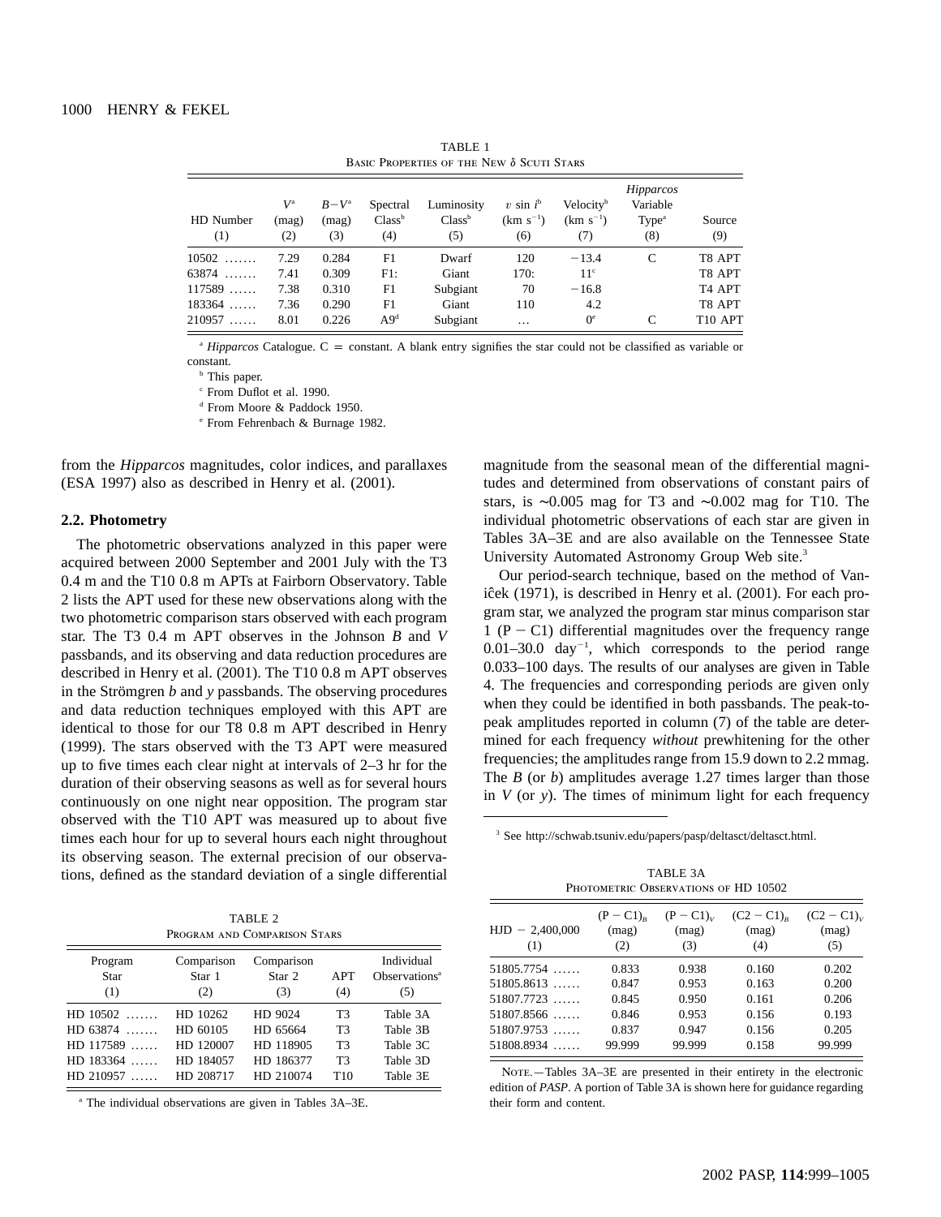TABLE 1
Basic Properties of the New δ Scuti Stars

| HD Number (1) | $V$[a] (mag) (2) | $B-V$[a] (mag) (3) | Spectral Class[b] (4) | Luminosity Class[b] (5) | $v \sin i$[b] (km s$^{-1}$) (6) | Velocity[b] (km s$^{-1}$) (7) | *Hipparcos* Variable Type[a] (8) | Source (9) |
|---|---|---|---|---|---|---|---|---|
| 10502 ....... | 7.29 | 0.284 | F1 | Dwarf | 120 | −13.4 | C | T8 APT |
| 63874 ....... | 7.41 | 0.309 | F1: | Giant | 170: | 11[c] | | T8 APT |
| 117589 ...... | 7.38 | 0.310 | F1 | Subgiant | 70 | −16.8 | | T4 APT |
| 183364 ...... | 7.36 | 0.290 | F1 | Giant | 110 | 4.2 | | T8 APT |
| 210957 ...... | 8.01 | 0.226 | A9[d] | Subgiant | ... | 0[e] | C | T10 APT |

[a] *Hipparcos* Catalogue. C = constant. A blank entry signifies the star could not be classified as variable or constant.
[b] This paper.
[c] From Duflot et al. 1990.
[d] From Moore & Paddock 1950.
[e] From Fehrenbach & Burnage 1982.

from the *Hipparcos* magnitudes, color indices, and parallaxes (ESA 1997) also as described in Henry et al. (2001).

### 2.2. Photometry

The photometric observations analyzed in this paper were acquired between 2000 September and 2001 July with the T3 0.4 m and the T10 0.8 m APTs at Fairborn Observatory. Table 2 lists the APT used for these new observations along with the two photometric comparison stars observed with each program star. The T3 0.4 m APT observes in the Johnson *B* and *V* passbands, and its observing and data reduction procedures are described in Henry et al. (2001). The T10 0.8 m APT observes in the Strömgren *b* and *y* passbands. The observing procedures and data reduction techniques employed with this APT are identical to those for our T8 0.8 m APT described in Henry (1999). The stars observed with the T3 APT were measured up to five times each clear night at intervals of 2–3 hr for the duration of their observing seasons as well as for several hours continuously on one night near opposition. The program star observed with the T10 APT was measured up to about five times each hour for up to several hours each night throughout its observing season. The external precision of our observations, defined as the standard deviation of a single differential magnitude from the seasonal mean of the differential magnitudes and determined from observations of constant pairs of stars, is ∼0.005 mag for T3 and ∼0.002 mag for T10. The individual photometric observations of each star are given in Tables 3A–3E and are also available on the Tennessee State University Automated Astronomy Group Web site.[3]

Our period-search technique, based on the method of Vaniĉek (1971), is described in Henry et al. (2001). For each program star, we analyzed the program star minus comparison star 1 (P − C1) differential magnitudes over the frequency range 0.01–30.0 day$^{-1}$, which corresponds to the period range 0.033–100 days. The results of our analyses are given in Table 4. The frequencies and corresponding periods are given only when they could be identified in both passbands. The peak-to-peak amplitudes reported in column (7) of the table are determined for each frequency *without* prewhitening for the other frequencies; the amplitudes range from 15.9 down to 2.2 mmag. The *B* (or *b*) amplitudes average 1.27 times larger than those in *V* (or *y*). The times of minimum light for each frequency

[3] See http://schwab.tsuniv.edu/papers/pasp/deltasct/deltasct.html.

TABLE 2
Program and Comparison Stars

| Program Star (1) | Comparison Star 1 (2) | Comparison Star 2 (3) | APT (4) | Individual Observations[a] (5) |
|---|---|---|---|---|
| HD 10502 ....... | HD 10262 | HD 9024 | T3 | Table 3A |
| HD 63874 ....... | HD 60105 | HD 65664 | T3 | Table 3B |
| HD 117589 ...... | HD 120007 | HD 118905 | T3 | Table 3C |
| HD 183364 ...... | HD 184057 | HD 186377 | T3 | Table 3D |
| HD 210957 ...... | HD 208717 | HD 210074 | T10 | Table 3E |

[a] The individual observations are given in Tables 3A–3E.

TABLE 3A
Photometric Observations of HD 10502

| HJD − 2,400,000 (1) | $(P-C1)_B$ (mag) (2) | $(P-C1)_V$ (mag) (3) | $(C2-C1)_B$ (mag) (4) | $(C2-C1)_V$ (mag) (5) |
|---|---|---|---|---|
| 51805.7754 ...... | 0.833 | 0.938 | 0.160 | 0.202 |
| 51805.8613 ...... | 0.847 | 0.953 | 0.163 | 0.200 |
| 51807.7723 ...... | 0.845 | 0.950 | 0.161 | 0.206 |
| 51807.8566 ...... | 0.846 | 0.953 | 0.156 | 0.193 |
| 51807.9753 ...... | 0.837 | 0.947 | 0.156 | 0.205 |
| 51808.8934 ...... | 99.999 | 99.999 | 0.158 | 99.999 |

Note.—Tables 3A–3E are presented in their entirety in the electronic edition of *PASP*. A portion of Table 3A is shown here for guidance regarding their form and content.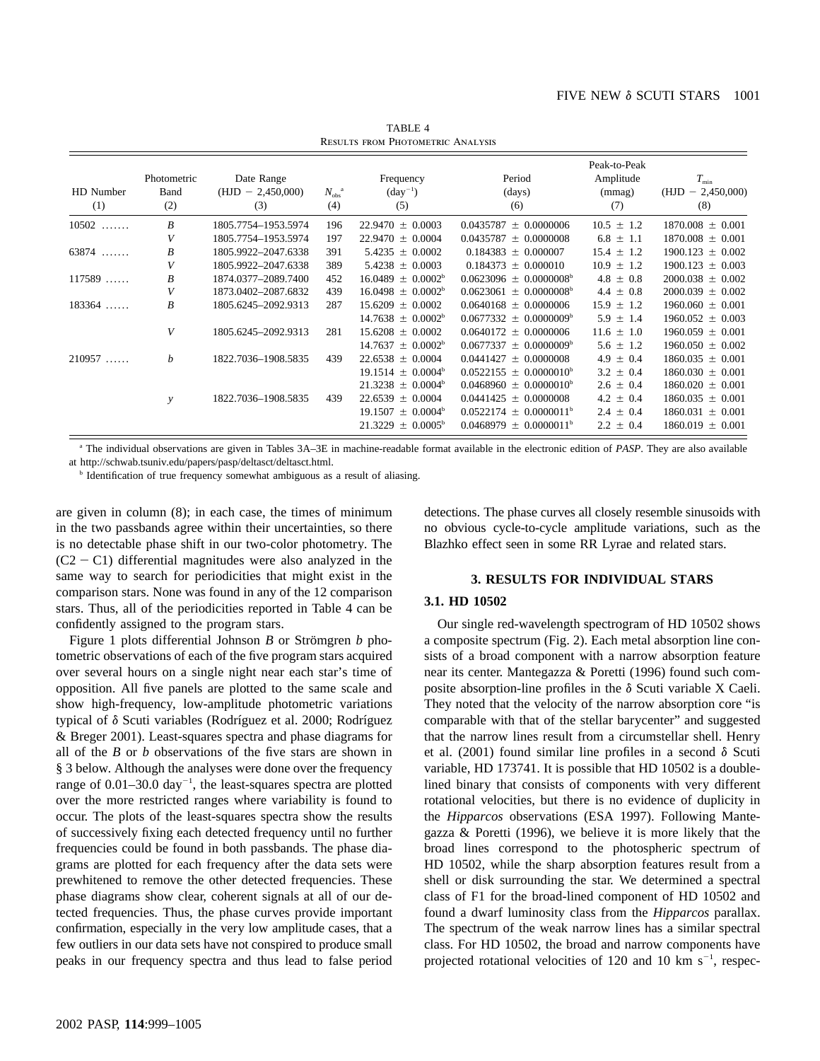TABLE 4
Results from Photometric Analysis

| HD Number (1) | Photometric Band (2) | Date Range (HJD − 2,450,000) (3) | $N_{obs}$[a] (4) | Frequency ($day^{-1}$) (5) | Period (days) (6) | Peak-to-Peak Amplitude (mmag) (7) | $T_{min}$ (HJD − 2,450,000) (8) |
|---|---|---|---|---|---|---|---|
| 10502 ....... | *B* | 1805.7754–1953.5974 | 196 | 22.9470 ± 0.0003 | 0.0435787 ± 0.0000006 | 10.5 ± 1.2 | 1870.008 ± 0.001 |
| | *V* | 1805.7754–1953.5974 | 197 | 22.9470 ± 0.0004 | 0.0435787 ± 0.0000008 | 6.8 ± 1.1 | 1870.008 ± 0.001 |
| 63874 ....... | *B* | 1805.9922–2047.6338 | 391 | 5.4235 ± 0.0002 | 0.184383 ± 0.000007 | 15.4 ± 1.2 | 1900.123 ± 0.002 |
| | *V* | 1805.9922–2047.6338 | 389 | 5.4238 ± 0.0003 | 0.184373 ± 0.000010 | 10.9 ± 1.2 | 1900.123 ± 0.003 |
| 117589 ...... | *B* | 1874.0377–2089.7400 | 452 | 16.0489 ± 0.0002[b] | 0.0623096 ± 0.0000008[b] | 4.8 ± 0.8 | 2000.038 ± 0.002 |
| | *V* | 1873.0402–2087.6832 | 439 | 16.0498 ± 0.0002[b] | 0.0623061 ± 0.0000008[b] | 4.4 ± 0.8 | 2000.039 ± 0.002 |
| 183364 ...... | *B* | 1805.6245–2092.9313 | 287 | 15.6209 ± 0.0002 | 0.0640168 ± 0.0000006 | 15.9 ± 1.2 | 1960.060 ± 0.001 |
| | | | | 14.7638 ± 0.0002[b] | 0.0677332 ± 0.0000009[b] | 5.9 ± 1.4 | 1960.052 ± 0.003 |
| | *V* | 1805.6245–2092.9313 | 281 | 15.6208 ± 0.0002 | 0.0640172 ± 0.0000006 | 11.6 ± 1.0 | 1960.059 ± 0.001 |
| | | | | 14.7637 ± 0.0002[b] | 0.0677337 ± 0.0000009[b] | 5.6 ± 1.2 | 1960.050 ± 0.002 |
| 210957 ...... | *b* | 1822.7036–1908.5835 | 439 | 22.6538 ± 0.0004 | 0.0441427 ± 0.0000008 | 4.9 ± 0.4 | 1860.035 ± 0.001 |
| | | | | 19.1514 ± 0.0004[b] | 0.0522155 ± 0.0000010[b] | 3.2 ± 0.4 | 1860.030 ± 0.001 |
| | | | | 21.3238 ± 0.0004[b] | 0.0468960 ± 0.0000010[b] | 2.6 ± 0.4 | 1860.020 ± 0.001 |
| | *y* | 1822.7036–1908.5835 | 439 | 22.6539 ± 0.0004 | 0.0441425 ± 0.0000008 | 4.2 ± 0.4 | 1860.035 ± 0.001 |
| | | | | 19.1507 ± 0.0004[b] | 0.0522174 ± 0.0000011[b] | 2.4 ± 0.4 | 1860.031 ± 0.001 |
| | | | | 21.3229 ± 0.0005[b] | 0.0468979 ± 0.0000011[b] | 2.2 ± 0.4 | 1860.019 ± 0.001 |

[a] The individual observations are given in Tables 3A–3E in machine-readable format available in the electronic edition of *PASP*. They are also available at http://schwab.tsuniv.edu/papers/pasp/deltasct/deltasct.html.

[b] Identification of true frequency somewhat ambiguous as a result of aliasing.

are given in column (8); in each case, the times of minimum in the two passbands agree within their uncertainties, so there is no detectable phase shift in our two-color photometry. The (C2 − C1) differential magnitudes were also analyzed in the same way to search for periodicities that might exist in the comparison stars. None was found in any of the 12 comparison stars. Thus, all of the periodicities reported in Table 4 can be confidently assigned to the program stars.

Figure 1 plots differential Johnson *B* or Strömgren *b* photometric observations of each of the five program stars acquired over several hours on a single night near each star's time of opposition. All five panels are plotted to the same scale and show high-frequency, low-amplitude photometric variations typical of δ Scuti variables (Rodríguez et al. 2000; Rodríguez & Breger 2001). Least-squares spectra and phase diagrams for all of the *B* or *b* observations of the five stars are shown in § 3 below. Although the analyses were done over the frequency range of 0.01–30.0 $day^{-1}$, the least-squares spectra are plotted over the more restricted ranges where variability is found to occur. The plots of the least-squares spectra show the results of successively fixing each detected frequency until no further frequencies could be found in both passbands. The phase diagrams are plotted for each frequency after the data sets were prewhitened to remove the other detected frequencies. These phase diagrams show clear, coherent signals at all of our detected frequencies. Thus, the phase curves provide important confirmation, especially in the very low amplitude cases, that a few outliers in our data sets have not conspired to produce small peaks in our frequency spectra and thus lead to false period detections. The phase curves all closely resemble sinusoids with no obvious cycle-to-cycle amplitude variations, such as the Blazhko effect seen in some RR Lyrae and related stars.

## 3. RESULTS FOR INDIVIDUAL STARS

### 3.1. HD 10502

Our single red-wavelength spectrogram of HD 10502 shows a composite spectrum (Fig. 2). Each metal absorption line consists of a broad component with a narrow absorption feature near its center. Mantegazza & Poretti (1996) found such composite absorption-line profiles in the δ Scuti variable X Caeli. They noted that the velocity of the narrow absorption core "is comparable with that of the stellar barycenter" and suggested that the narrow lines result from a circumstellar shell. Henry et al. (2001) found similar line profiles in a second δ Scuti variable, HD 173741. It is possible that HD 10502 is a double-lined binary that consists of components with very different rotational velocities, but there is no evidence of duplicity in the *Hipparcos* observations (ESA 1997). Following Mantegazza & Poretti (1996), we believe it is more likely that the broad lines correspond to the photospheric spectrum of HD 10502, while the sharp absorption features result from a shell or disk surrounding the star. We determined a spectral class of F1 for the broad-lined component of HD 10502 and found a dwarf luminosity class from the *Hipparcos* parallax. The spectrum of the weak narrow lines has a similar spectral class. For HD 10502, the broad and narrow components have projected rotational velocities of 120 and 10 km $s^{-1}$, respec-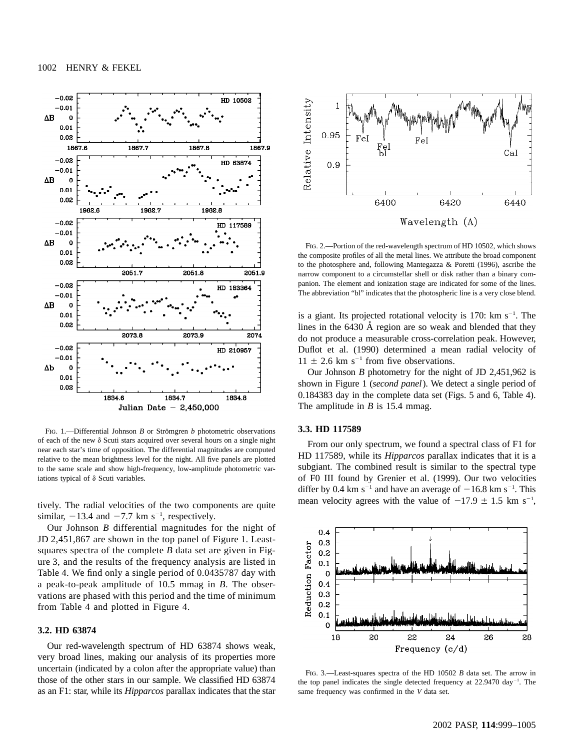FIG. 1.—Differential Johnson *B* or Strömgren *b* photometric observations of each of the new δ Scuti stars acquired over several hours on a single night near each star's time of opposition. The differential magnitudes are computed relative to the mean brightness level for the night. All five panels are plotted to the same scale and show high-frequency, low-amplitude photometric variations typical of δ Scuti variables.

tively. The radial velocities of the two components are quite similar, $-13.4$ and $-7.7$ km s$^{-1}$, respectively.

Our Johnson *B* differential magnitudes for the night of JD 2,451,867 are shown in the top panel of Figure 1. Least-squares spectra of the complete *B* data set are given in Figure 3, and the results of the frequency analysis are listed in Table 4. We find only a single period of 0.0435787 day with a peak-to-peak amplitude of 10.5 mmag in *B*. The observations are phased with this period and the time of minimum from Table 4 and plotted in Figure 4.

### 3.2. HD 63874

Our red-wavelength spectrum of HD 63874 shows weak, very broad lines, making our analysis of its properties more uncertain (indicated by a colon after the appropriate value) than those of the other stars in our sample. We classified HD 63874 as an F1: star, while its *Hipparcos* parallax indicates that the star is a giant. Its projected rotational velocity is 170: km s$^{-1}$. The lines in the 6430 Å region are so weak and blended that they do not produce a measurable cross-correlation peak. However, Duflot et al. (1990) determined a mean radial velocity of $11 \pm 2.6$ km s$^{-1}$ from five observations.

Our Johnson *B* photometry for the night of JD 2,451,962 is shown in Figure 1 (*second panel*). We detect a single period of 0.184383 day in the complete data set (Figs. 5 and 6, Table 4). The amplitude in *B* is 15.4 mmag.

FIG. 2.—Portion of the red-wavelength spectrum of HD 10502, which shows the composite profiles of all the metal lines. We attribute the broad component to the photosphere and, following Mantegazza & Poretti (1996), ascribe the narrow component to a circumstellar shell or disk rather than a binary companion. The element and ionization stage are indicated for some of the lines. The abbreviation "bl" indicates that the photospheric line is a very close blend.

### 3.3. HD 117589

From our only spectrum, we found a spectral class of F1 for HD 117589, while its *Hipparcos* parallax indicates that it is a subgiant. The combined result is similar to the spectral type of F0 III found by Grenier et al. (1999). Our two velocities differ by 0.4 km s$^{-1}$ and have an average of $-16.8$ km s$^{-1}$. This mean velocity agrees with the value of $-17.9 \pm 1.5$ km s$^{-1}$,

FIG. 3.—Least-squares spectra of the HD 10502 *B* data set. The arrow in the top panel indicates the single detected frequency at 22.9470 day$^{-1}$. The same frequency was confirmed in the *V* data set.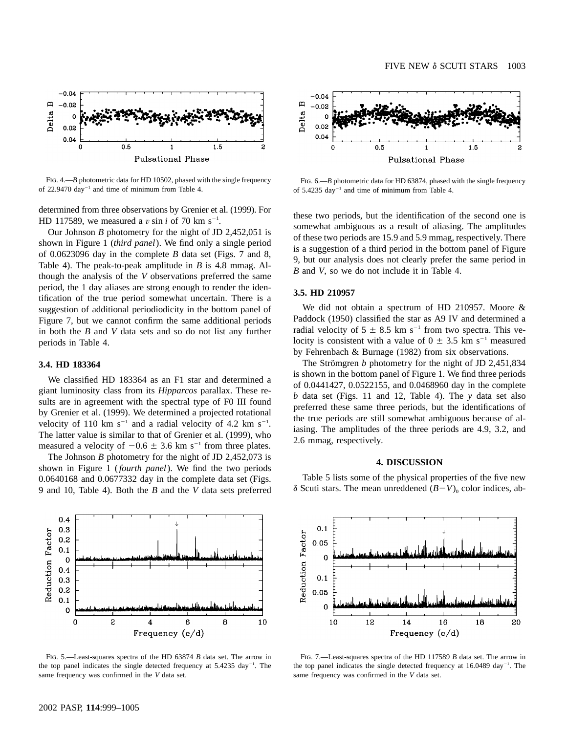FIG. 4.—*B* photometric data for HD 10502, phased with the single frequency of 22.9470 day$^{-1}$ and time of minimum from Table 4.

FIG. 6.—*B* photometric data for HD 63874, phased with the single frequency of 5.4235 day$^{-1}$ and time of minimum from Table 4.

determined from three observations by Grenier et al. (1999). For HD 117589, we measured a $v \sin i$ of 70 km s$^{-1}$.

Our Johnson *B* photometry for the night of JD 2,452,051 is shown in Figure 1 (*third panel*). We find only a single period of 0.0623096 day in the complete *B* data set (Figs. 7 and 8, Table 4). The peak-to-peak amplitude in *B* is 4.8 mmag. Although the analysis of the *V* observations preferred the same period, the 1 day aliases are strong enough to render the identification of the true period somewhat uncertain. There is a suggestion of additional periodiodicity in the bottom panel of Figure 7, but we cannot confirm the same additional periods in both the *B* and *V* data sets and so do not list any further periods in Table 4.

### 3.4. HD 183364

We classified HD 183364 as an F1 star and determined a giant luminosity class from its *Hipparcos* parallax. These results are in agreement with the spectral type of F0 III found by Grenier et al. (1999). We determined a projected rotational velocity of 110 km s$^{-1}$ and a radial velocity of 4.2 km s$^{-1}$. The latter value is similar to that of Grenier et al. (1999), who measured a velocity of $-0.6 \pm 3.6$ km s$^{-1}$ from three plates.

The Johnson *B* photometry for the night of JD 2,452,073 is shown in Figure 1 (*fourth panel*). We find the two periods 0.0640168 and 0.0677332 day in the complete data set (Figs. 9 and 10, Table 4). Both the *B* and the *V* data sets preferred these two periods, but the identification of the second one is somewhat ambiguous as a result of aliasing. The amplitudes of these two periods are 15.9 and 5.9 mmag, respectively. There is a suggestion of a third period in the bottom panel of Figure 9, but our analysis does not clearly prefer the same period in *B* and *V*, so we do not include it in Table 4.

### 3.5. HD 210957

We did not obtain a spectrum of HD 210957. Moore & Paddock (1950) classified the star as A9 IV and determined a radial velocity of $5 \pm 8.5$ km s$^{-1}$ from two spectra. This velocity is consistent with a value of $0 \pm 3.5$ km s$^{-1}$ measured by Fehrenbach & Burnage (1982) from six observations.

The Strömgren *b* photometry for the night of JD 2,451,834 is shown in the bottom panel of Figure 1. We find three periods of 0.0441427, 0.0522155, and 0.0468960 day in the complete *b* data set (Figs. 11 and 12, Table 4). The *y* data set also preferred these same three periods, but the identifications of the true periods are still somewhat ambiguous because of aliasing. The amplitudes of the three periods are 4.9, 3.2, and 2.6 mmag, respectively.

## 4. DISCUSSION

Table 5 lists some of the physical properties of the five new $\delta$ Scuti stars. The mean unreddened $(B-V)_0$ color indices, ab-

FIG. 5.—Least-squares spectra of the HD 63874 *B* data set. The arrow in the top panel indicates the single detected frequency at 5.4235 day$^{-1}$. The same frequency was confirmed in the *V* data set.

FIG. 7.—Least-squares spectra of the HD 117589 *B* data set. The arrow in the top panel indicates the single detected frequency at 16.0489 day$^{-1}$. The same frequency was confirmed in the *V* data set.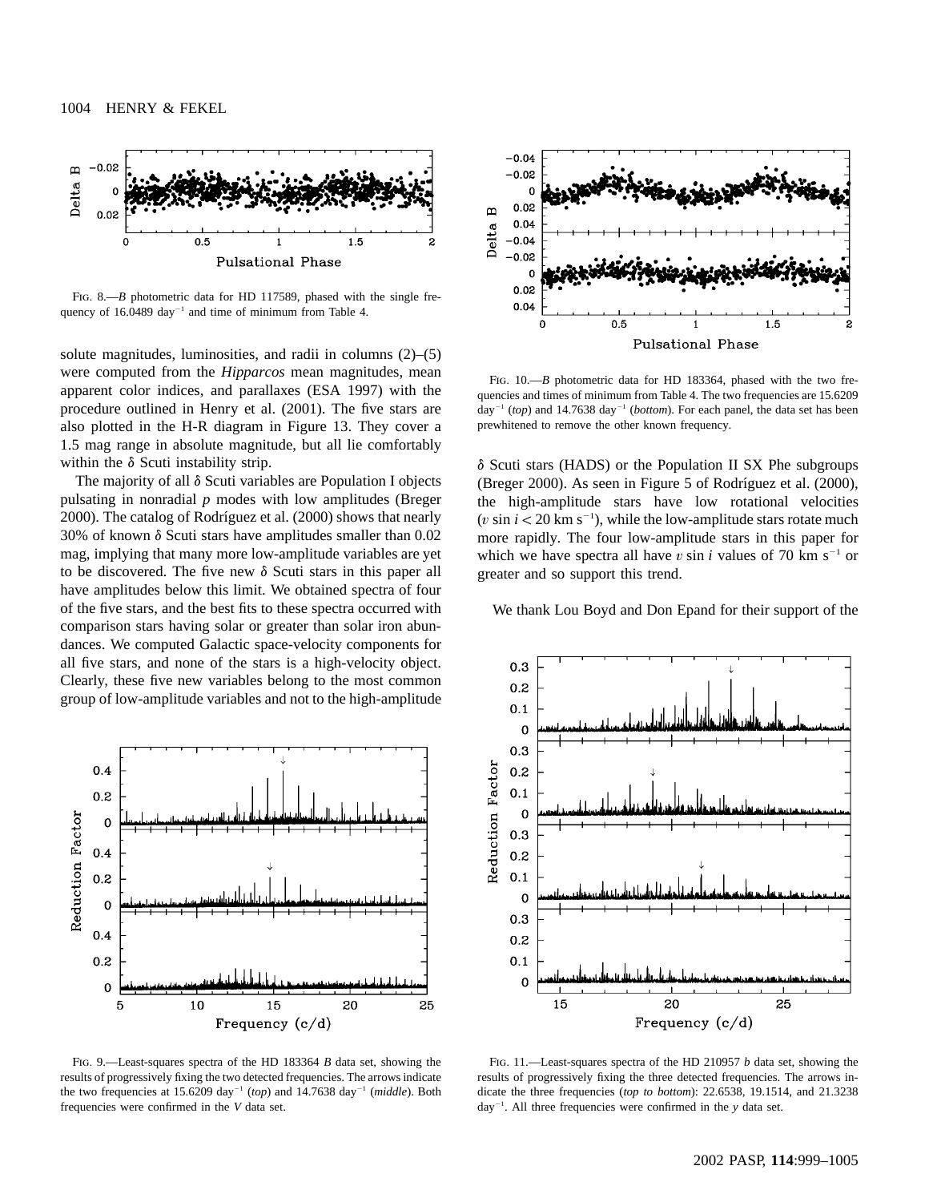FIG. 8.—*B* photometric data for HD 117589, phased with the single frequency of 16.0489 day$^{-1}$ and time of minimum from Table 4.

solute magnitudes, luminosities, and radii in columns (2)–(5) were computed from the *Hipparcos* mean magnitudes, mean apparent color indices, and parallaxes (ESA 1997) with the procedure outlined in Henry et al. (2001). The five stars are also plotted in the H-R diagram in Figure 13. They cover a 1.5 mag range in absolute magnitude, but all lie comfortably within the $\delta$ Scuti instability strip.

The majority of all $\delta$ Scuti variables are Population I objects pulsating in nonradial *p* modes with low amplitudes (Breger 2000). The catalog of Rodríguez et al. (2000) shows that nearly 30% of known $\delta$ Scuti stars have amplitudes smaller than 0.02 mag, implying that many more low-amplitude variables are yet to be discovered. The five new $\delta$ Scuti stars in this paper all have amplitudes below this limit. We obtained spectra of four of the five stars, and the best fits to these spectra occurred with comparison stars having solar or greater than solar iron abundances. We computed Galactic space-velocity components for all five stars, and none of the stars is a high-velocity object. Clearly, these five new variables belong to the most common group of low-amplitude variables and not to the high-amplitude $\delta$ Scuti stars (HADS) or the Population II SX Phe subgroups (Breger 2000). As seen in Figure 5 of Rodríguez et al. (2000), the high-amplitude stars have low rotational velocities ($v \sin i < 20$ km s$^{-1}$), while the low-amplitude stars rotate much more rapidly. The four low-amplitude stars in this paper for which we have spectra all have $v \sin i$ values of 70 km s$^{-1}$ or greater and so support this trend.

FIG. 10.—*B* photometric data for HD 183364, phased with the two frequencies and times of minimum from Table 4. The two frequencies are 15.6209 day$^{-1}$ (*top*) and 14.7638 day$^{-1}$ (*bottom*). For each panel, the data set has been prewhitened to remove the other known frequency.

FIG. 9.—Least-squares spectra of the HD 183364 *B* data set, showing the results of progressively fixing the two detected frequencies. The arrows indicate the two frequencies at 15.6209 day$^{-1}$ (*top*) and 14.7638 day$^{-1}$ (*middle*). Both frequencies were confirmed in the *V* data set.

FIG. 11.—Least-squares spectra of the HD 210957 *b* data set, showing the results of progressively fixing the three detected frequencies. The arrows indicate the three frequencies (*top to bottom*): 22.6538, 19.1514, and 21.3238 day$^{-1}$. All three frequencies were confirmed in the *y* data set.

We thank Lou Boyd and Don Epand for their support of the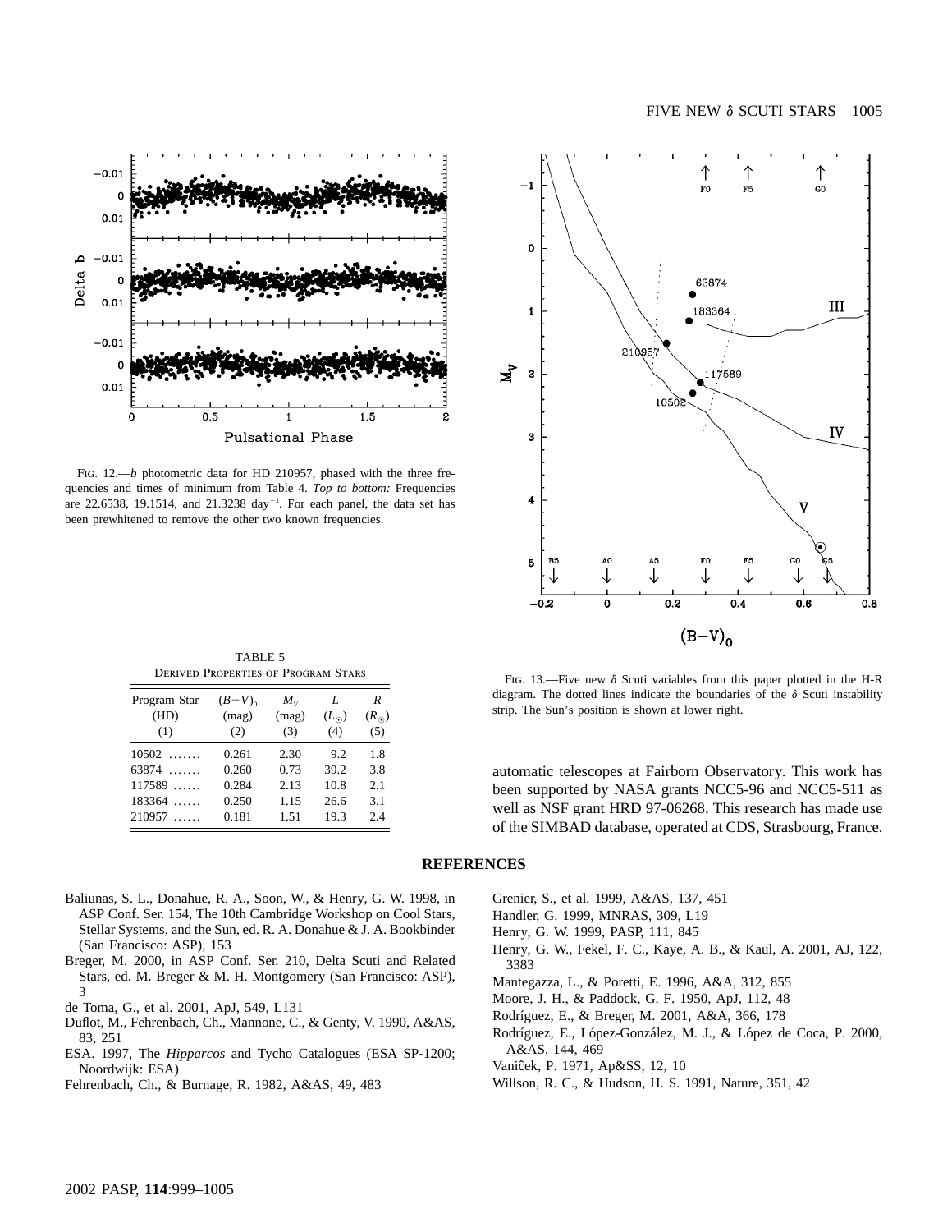−0.01
0
0.01
−0.01
0
0.01
−0.01
0
0.01
Delta b
0
0.5
1
1.5
2
Pulsational Phase

FIG. 12.—$b$ photometric data for HD 210957, phased with the three frequencies and times of minimum from Table 4. *Top to bottom:* Frequencies are 22.6538, 19.1514, and 21.3238 day$^{-1}$. For each panel, the data set has been prewhitened to remove the other two known frequencies.

−1
0
1
2
3
4
5
$M_V$
F0 F5 G0
63874
183364
III
210957
117589
10502
IV
V
B5 A0 A5 F0 F5 G0 G5
−0.2
0
0.2
0.4
0.6
0.8
$(B-V)_0$

FIG. 13.—Five new δ Scuti variables from this paper plotted in the H-R diagram. The dotted lines indicate the boundaries of the δ Scuti instability strip. The Sun's position is shown at lower right.

TABLE 5
DERIVED PROPERTIES OF PROGRAM STARS

| Program Star (HD) (1) | $(B-V)_0$ (mag) (2) | $M_V$ (mag) (3) | $L$ ($L_\odot$) (4) | $R$ ($R_\odot$) (5) |
|---|---|---|---|---|
| 10502 ....... | 0.261 | 2.30 | 9.2 | 1.8 |
| 63874 ....... | 0.260 | 0.73 | 39.2 | 3.8 |
| 117589 ...... | 0.284 | 2.13 | 10.8 | 2.1 |
| 183364 ...... | 0.250 | 1.15 | 26.6 | 3.1 |
| 210957 ...... | 0.181 | 1.51 | 19.3 | 2.4 |

automatic telescopes at Fairborn Observatory. This work has been supported by NASA grants NCC5-96 and NCC5-511 as well as NSF grant HRD 97-06268. This research has made use of the SIMBAD database, operated at CDS, Strasbourg, France.

## REFERENCES

Baliunas, S. L., Donahue, R. A., Soon, W., & Henry, G. W. 1998, in ASP Conf. Ser. 154, The 10th Cambridge Workshop on Cool Stars, Stellar Systems, and the Sun, ed. R. A. Donahue & J. A. Bookbinder (San Francisco: ASP), 153

Breger, M. 2000, in ASP Conf. Ser. 210, Delta Scuti and Related Stars, ed. M. Breger & M. H. Montgomery (San Francisco: ASP), 3

de Toma, G., et al. 2001, ApJ, 549, L131

Duflot, M., Fehrenbach, Ch., Mannone, C., & Genty, V. 1990, A&AS, 83, 251

ESA. 1997, The *Hipparcos* and Tycho Catalogues (ESA SP-1200; Noordwijk: ESA)

Fehrenbach, Ch., & Burnage, R. 1982, A&AS, 49, 483

Grenier, S., et al. 1999, A&AS, 137, 451

Handler, G. 1999, MNRAS, 309, L19

Henry, G. W. 1999, PASP, 111, 845

Henry, G. W., Fekel, F. C., Kaye, A. B., & Kaul, A. 2001, AJ, 122, 3383

Mantegazza, L., & Poretti, E. 1996, A&A, 312, 855

Moore, J. H., & Paddock, G. F. 1950, ApJ, 112, 48

Rodríguez, E., & Breger, M. 2001, A&A, 366, 178

Rodríguez, E., López-González, M. J., & López de Coca, P. 2000, A&AS, 144, 469

Vaniĉek, P. 1971, Ap&SS, 12, 10

Willson, R. C., & Hudson, H. S. 1991, Nature, 351, 42